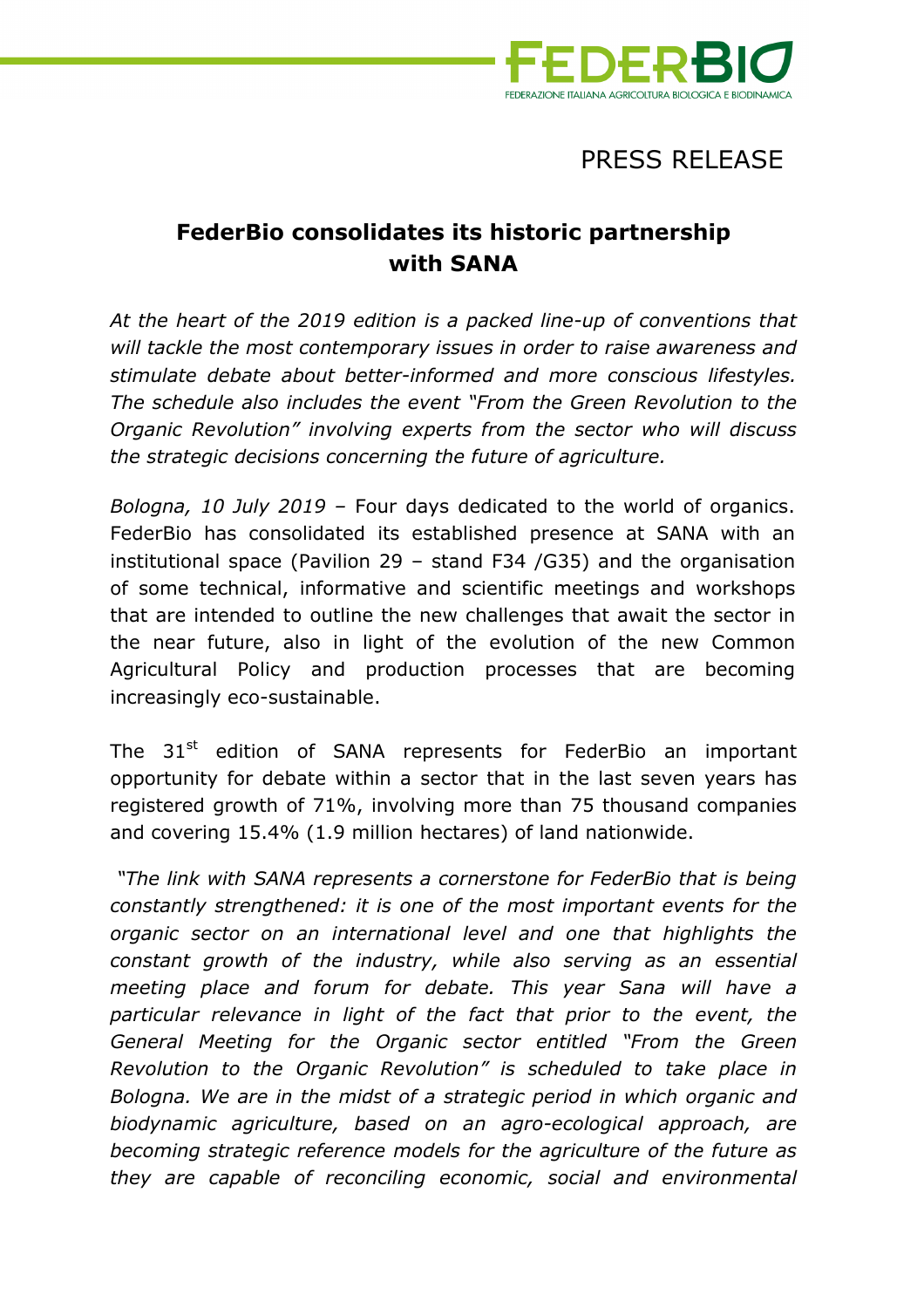FEDERBIO
FEDERAZIONE ITALIANA AGRICOLTURA BIOLOGICA E BIODINAMICA

PRESS RELEASE

# FederBio consolidates its historic partnership with SANA

*At the heart of the 2019 edition is a packed line-up of conventions that will tackle the most contemporary issues in order to raise awareness and stimulate debate about better-informed and more conscious lifestyles. The schedule also includes the event "From the Green Revolution to the Organic Revolution" involving experts from the sector who will discuss the strategic decisions concerning the future of agriculture.*

*Bologna, 10 July 2019* – Four days dedicated to the world of organics. FederBio has consolidated its established presence at SANA with an institutional space (Pavilion 29 – stand F34 /G35) and the organisation of some technical, informative and scientific meetings and workshops that are intended to outline the new challenges that await the sector in the near future, also in light of the evolution of the new Common Agricultural Policy and production processes that are becoming increasingly eco-sustainable.

The 31st edition of SANA represents for FederBio an important opportunity for debate within a sector that in the last seven years has registered growth of 71%, involving more than 75 thousand companies and covering 15.4% (1.9 million hectares) of land nationwide.

*"The link with SANA represents a cornerstone for FederBio that is being constantly strengthened: it is one of the most important events for the organic sector on an international level and one that highlights the constant growth of the industry, while also serving as an essential meeting place and forum for debate. This year Sana will have a particular relevance in light of the fact that prior to the event, the General Meeting for the Organic sector entitled "From the Green Revolution to the Organic Revolution" is scheduled to take place in Bologna. We are in the midst of a strategic period in which organic and biodynamic agriculture, based on an agro-ecological approach, are becoming strategic reference models for the agriculture of the future as they are capable of reconciling economic, social and environmental*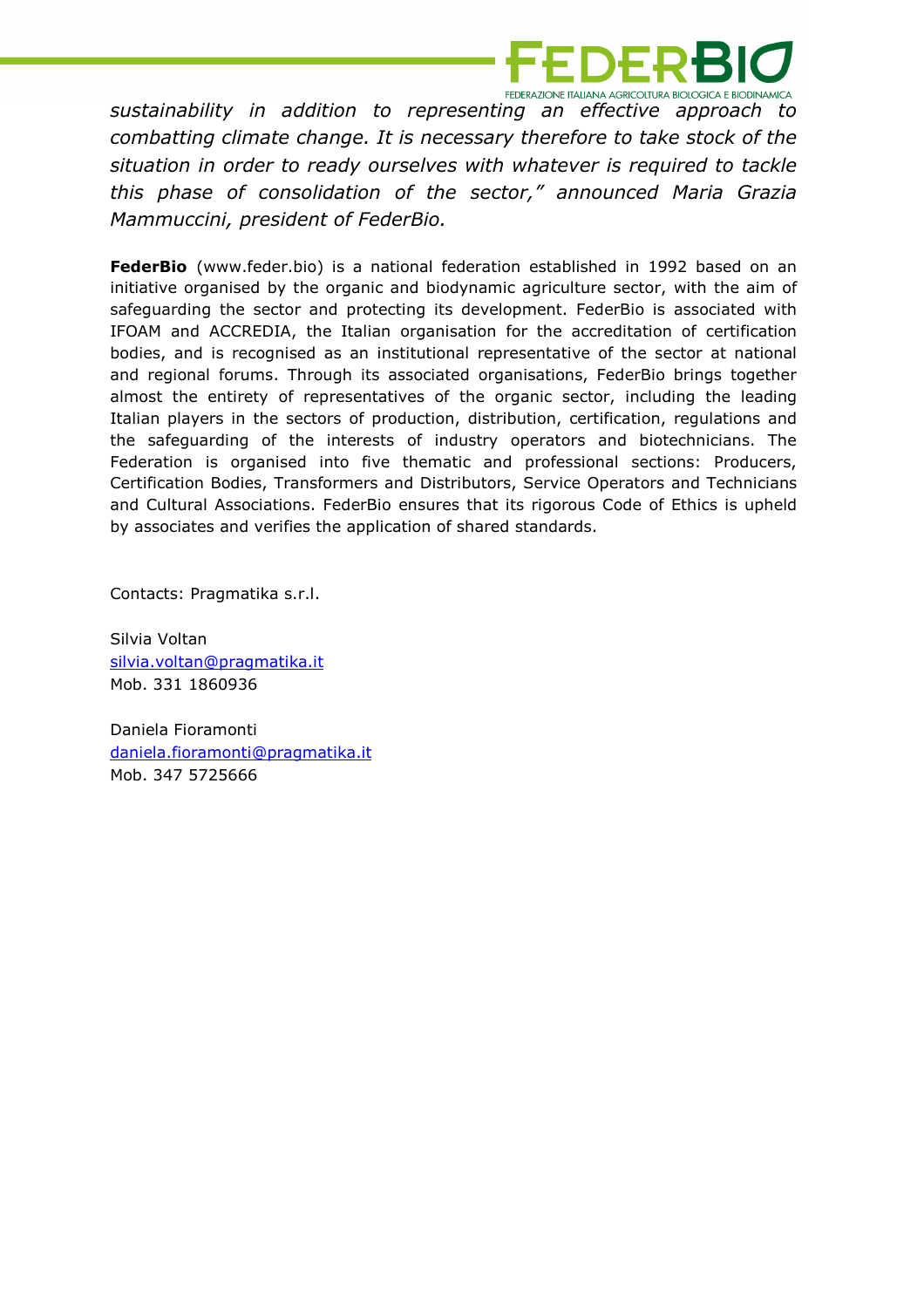*sustainability in addition to representing an effective approach to combatting climate change. It is necessary therefore to take stock of the situation in order to ready ourselves with whatever is required to tackle this phase of consolidation of the sector," announced Maria Grazia Mammuccini, president of FederBio.*

**FederBio** (www.feder.bio) is a national federation established in 1992 based on an initiative organised by the organic and biodynamic agriculture sector, with the aim of safeguarding the sector and protecting its development. FederBio is associated with IFOAM and ACCREDIA, the Italian organisation for the accreditation of certification bodies, and is recognised as an institutional representative of the sector at national and regional forums. Through its associated organisations, FederBio brings together almost the entirety of representatives of the organic sector, including the leading Italian players in the sectors of production, distribution, certification, regulations and the safeguarding of the interests of industry operators and biotechnicians. The Federation is organised into five thematic and professional sections: Producers, Certification Bodies, Transformers and Distributors, Service Operators and Technicians and Cultural Associations. FederBio ensures that its rigorous Code of Ethics is upheld by associates and verifies the application of shared standards.

Contacts: Pragmatika s.r.l.

Silvia Voltan
silvia.voltan@pragmatika.it
Mob. 331 1860936

Daniela Fioramonti
daniela.fioramonti@pragmatika.it
Mob. 347 5725666